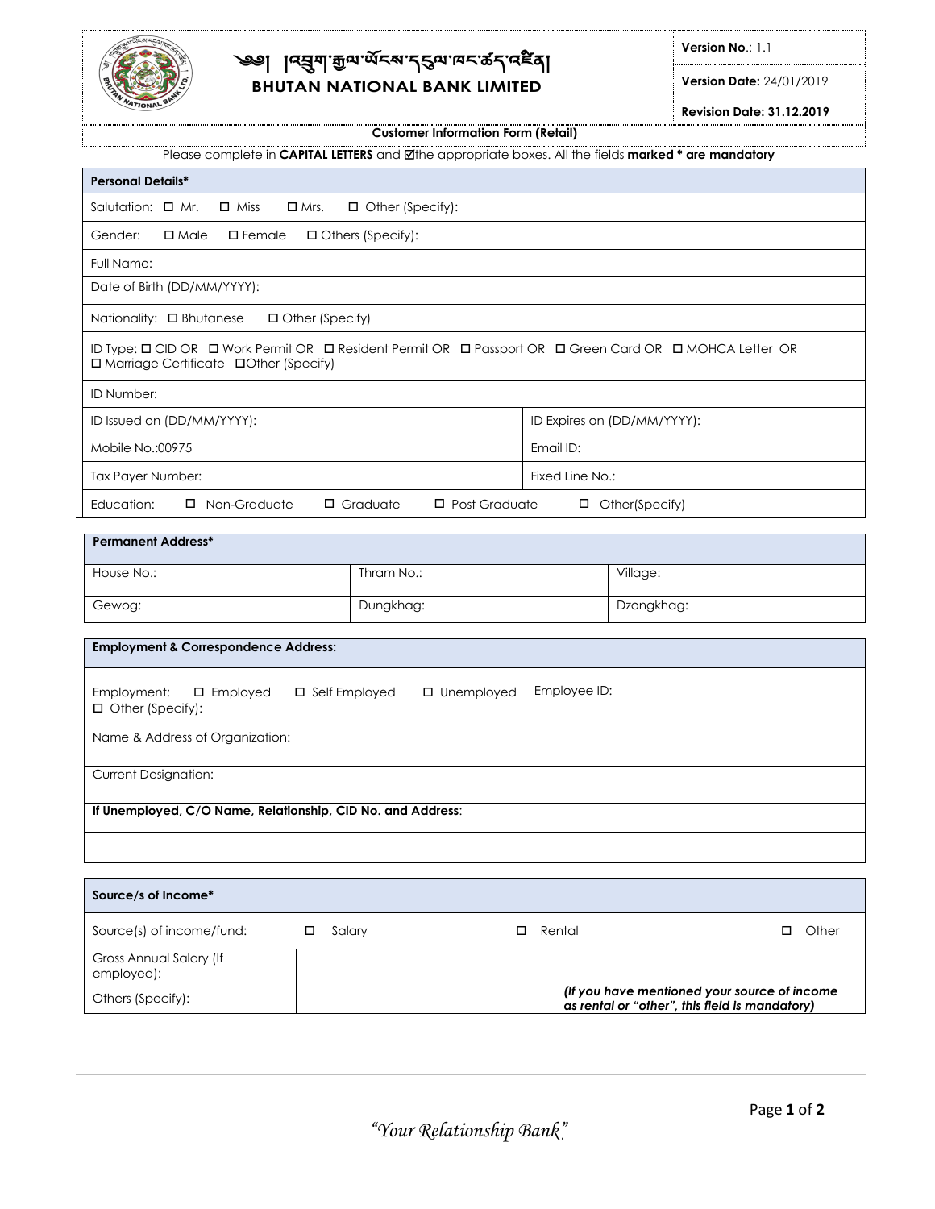# ༄༅། །འབྲུག་རྒྱལ་ཡོངས་དངུལ་ཁང་ཚད་འཛིན།
## BHUTAN NATIONAL BANK LIMITED

**Version No.**: 1.1

**Version Date:** 24/01/2019

**Revision Date: 31.12.2019**

**Customer Information Form (Retail)**

Please complete in **CAPITAL LETTERS** and ☑the appropriate boxes. All the fields **marked * are mandatory**

| **Personal Details*** | |
|---|---|
| Salutation: ☐ Mr. ☐ Miss ☐ Mrs. ☐ Other (Specify): | |
| Gender: ☐ Male ☐ Female ☐ Others (Specify): | |
| Full Name: | |
| Date of Birth (DD/MM/YYYY): | |
| Nationality: ☐ Bhutanese ☐ Other (Specify) | |
| ID Type: ☐ CID OR ☐ Work Permit OR ☐ Resident Permit OR ☐ Passport OR ☐ Green Card OR ☐ MOHCA Letter OR ☐ Marriage Certificate ☐Other (Specify) | |
| ID Number: | |
| ID Issued on (DD/MM/YYYY): | ID Expires on (DD/MM/YYYY): |
| Mobile No.:00975 | Email ID: |
| Tax Payer Number: | Fixed Line No.: |
| Education: ☐ Non-Graduate ☐ Graduate ☐ Post Graduate ☐ Other(Specify) | |

| **Permanent Address*** | | |
|---|---|---|
| House No.: | Thram No.: | Village: |
| Gewog: | Dungkhag: | Dzongkhag: |

| **Employment & Correspondence Address:** | |
|---|---|
| Employment: ☐ Employed ☐ Self Employed ☐ Unemployed ☐ Other (Specify): | Employee ID: |
| Name & Address of Organization: | |
| Current Designation: | |
| **If Unemployed, C/O Name, Relationship, CID No. and Address**: | |
| | |

| **Source/s of Income*** | | | |
|---|---|---|---|
| Source(s) of income/fund: | ☐ Salary | ☐ Rental | ☐ Other |
| Gross Annual Salary (If employed): | | | |
| Others (Specify): | ***(If you have mentioned your source of income as rental or "other", this field is mandatory)*** | | |

*"Your Relationship Bank"*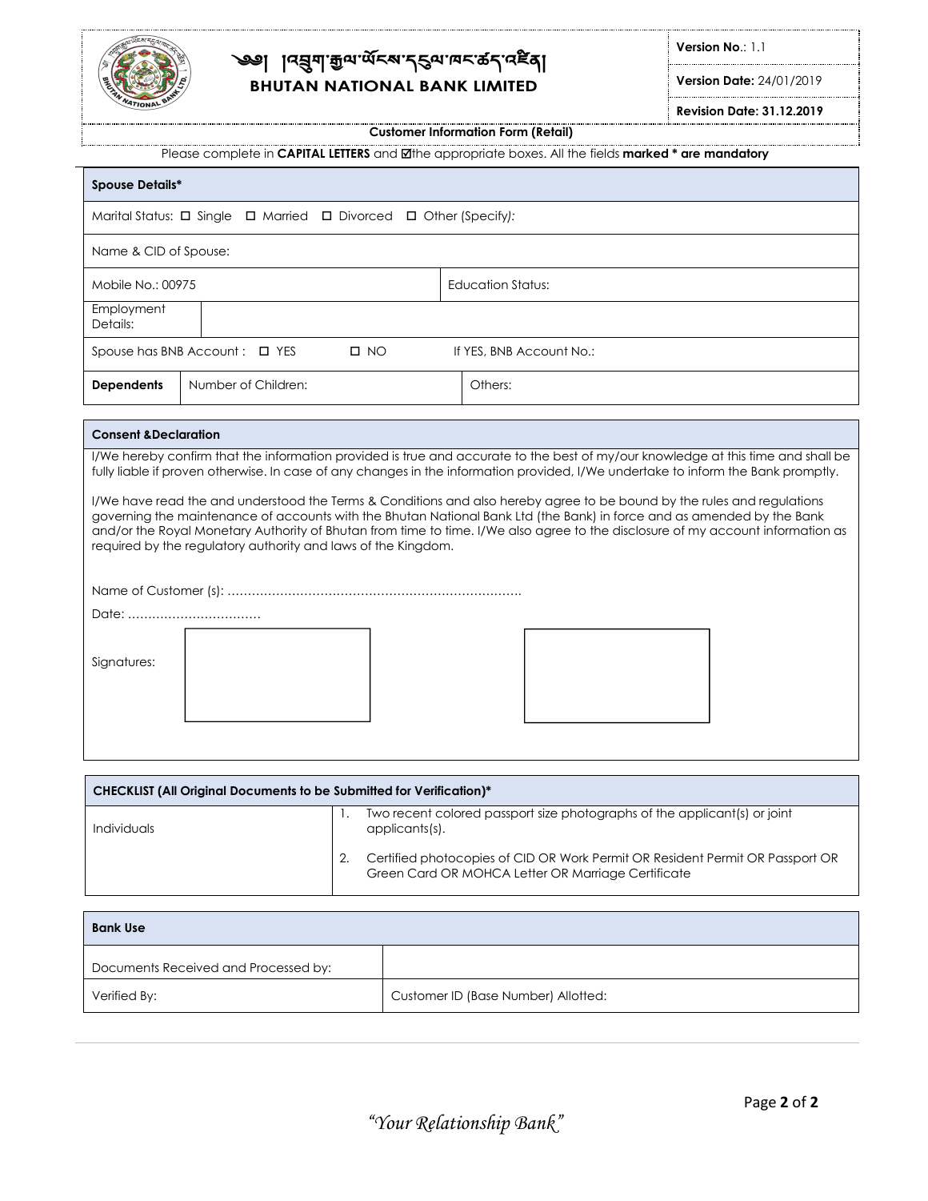༄༅། །འབྲུག་རྒྱལ་ཡོངས་དངུལ་ཁང་ཚད་འཛིན།

**BHUTAN NATIONAL BANK LIMITED**

| | |
|---|---|
| **Version No.**: 1.1 | |
| **Version Date:** 24/01/2019 | |
| **Revision Date: 31.12.2019** | |

**Customer Information Form (Retail)**

Please complete in **CAPITAL LETTERS** and ☑the appropriate boxes. All the fields **marked * are mandatory**

| **Spouse Details*** | | | |
|---|---|---|---|
| Marital Status: ☐ Single ☐ Married ☐ Divorced ☐ Other (Specify): | | | |
| Name & CID of Spouse: | | | |
| Mobile No.: 00975 | | Education Status: | |
| Employment Details: | | | |
| Spouse has BNB Account : ☐ YES ☐ NO | | If YES, BNB Account No.: | |
| **Dependents** | Number of Children: | Others: | |

**Consent &Declaration**

I/We hereby confirm that the information provided is true and accurate to the best of my/our knowledge at this time and shall be fully liable if proven otherwise. In case of any changes in the information provided, I/We undertake to inform the Bank promptly.

I/We have read the and understood the Terms & Conditions and also hereby agree to be bound by the rules and regulations governing the maintenance of accounts with the Bhutan National Bank Ltd (the Bank) in force and as amended by the Bank and/or the Royal Monetary Authority of Bhutan from time to time. I/We also agree to the disclosure of my account information as required by the regulatory authority and laws of the Kingdom.

Name of Customer (s): ………………………………………………………………

Date: ……………………………

Signatures:

| **CHECKLIST (All Original Documents to be Submitted for Verification)*** | |
|---|---|
| Individuals | 1. Two recent colored passport size photographs of the applicant(s) or joint applicants(s).<br>2. Certified photocopies of CID OR Work Permit OR Resident Permit OR Passport OR Green Card OR MOHCA Letter OR Marriage Certificate |

| **Bank Use** | |
|---|---|
| Documents Received and Processed by: | |
| Verified By: | Customer ID (Base Number) Allotted: |

*"Your Relationship Bank"*